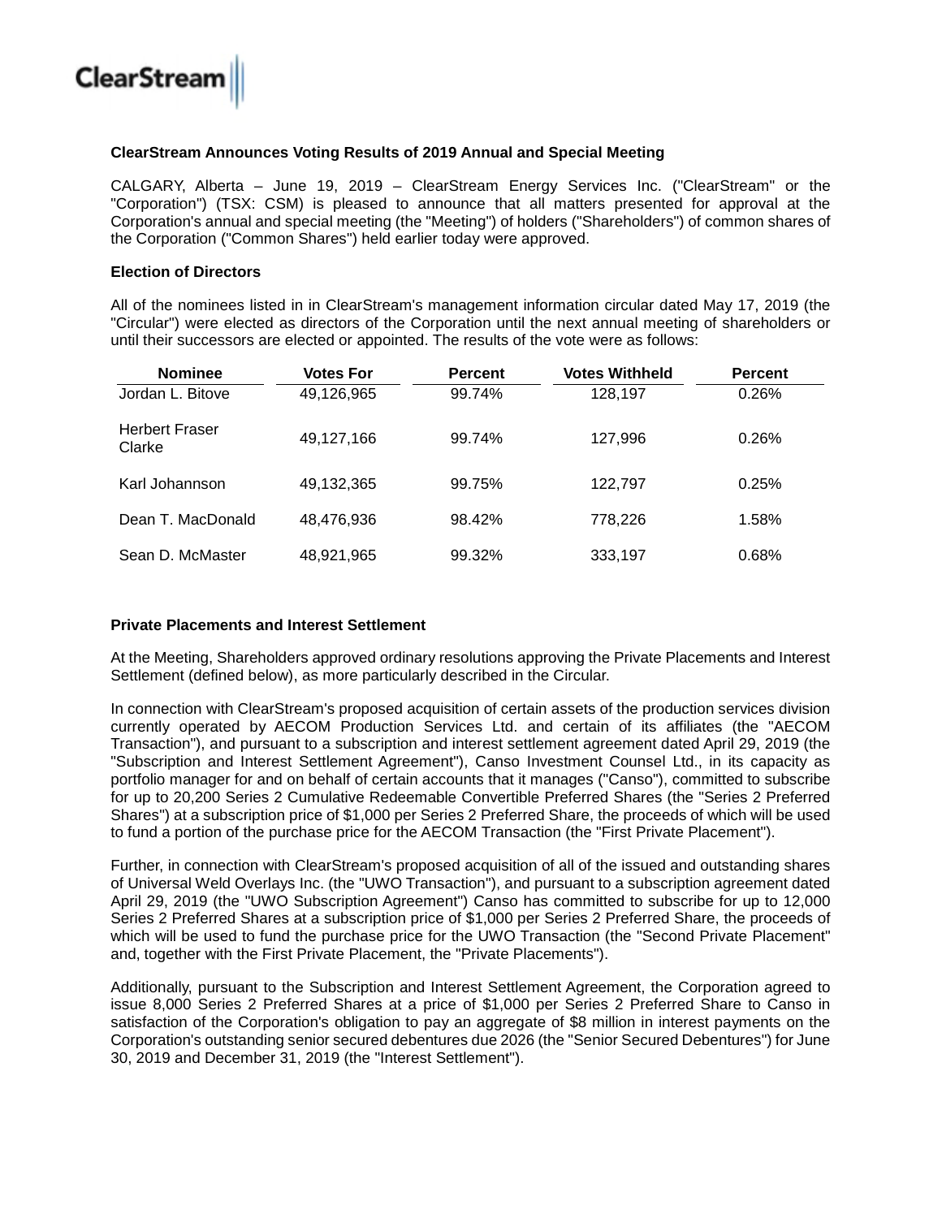ClearStream

**ClearStream Announces Voting Results of 2019 Annual and Special Meeting**

CALGARY, Alberta – June 19, 2019 – ClearStream Energy Services Inc. ("ClearStream" or the "Corporation") (TSX: CSM) is pleased to announce that all matters presented for approval at the Corporation's annual and special meeting (the "Meeting") of holders ("Shareholders") of common shares of the Corporation ("Common Shares") held earlier today were approved.

**Election of Directors**

All of the nominees listed in in ClearStream's management information circular dated May 17, 2019 (the "Circular") were elected as directors of the Corporation until the next annual meeting of shareholders or until their successors are elected or appointed. The results of the vote were as follows:

| Nominee | Votes For | Percent | Votes Withheld | Percent |
|---|---|---|---|---|
| Jordan L. Bitove | 49,126,965 | 99.74% | 128,197 | 0.26% |
| Herbert Fraser Clarke | 49,127,166 | 99.74% | 127,996 | 0.26% |
| Karl Johannson | 49,132,365 | 99.75% | 122,797 | 0.25% |
| Dean T. MacDonald | 48,476,936 | 98.42% | 778,226 | 1.58% |
| Sean D. McMaster | 48,921,965 | 99.32% | 333,197 | 0.68% |

**Private Placements and Interest Settlement**

At the Meeting, Shareholders approved ordinary resolutions approving the Private Placements and Interest Settlement (defined below), as more particularly described in the Circular.

In connection with ClearStream's proposed acquisition of certain assets of the production services division currently operated by AECOM Production Services Ltd. and certain of its affiliates (the "AECOM Transaction"), and pursuant to a subscription and interest settlement agreement dated April 29, 2019 (the "Subscription and Interest Settlement Agreement"), Canso Investment Counsel Ltd., in its capacity as portfolio manager for and on behalf of certain accounts that it manages ("Canso"), committed to subscribe for up to 20,200 Series 2 Cumulative Redeemable Convertible Preferred Shares (the "Series 2 Preferred Shares") at a subscription price of $1,000 per Series 2 Preferred Share, the proceeds of which will be used to fund a portion of the purchase price for the AECOM Transaction (the "First Private Placement").

Further, in connection with ClearStream's proposed acquisition of all of the issued and outstanding shares of Universal Weld Overlays Inc. (the "UWO Transaction"), and pursuant to a subscription agreement dated April 29, 2019 (the "UWO Subscription Agreement") Canso has committed to subscribe for up to 12,000 Series 2 Preferred Shares at a subscription price of $1,000 per Series 2 Preferred Share, the proceeds of which will be used to fund the purchase price for the UWO Transaction (the "Second Private Placement" and, together with the First Private Placement, the "Private Placements").

Additionally, pursuant to the Subscription and Interest Settlement Agreement, the Corporation agreed to issue 8,000 Series 2 Preferred Shares at a price of $1,000 per Series 2 Preferred Share to Canso in satisfaction of the Corporation's obligation to pay an aggregate of $8 million in interest payments on the Corporation's outstanding senior secured debentures due 2026 (the "Senior Secured Debentures") for June 30, 2019 and December 31, 2019 (the "Interest Settlement").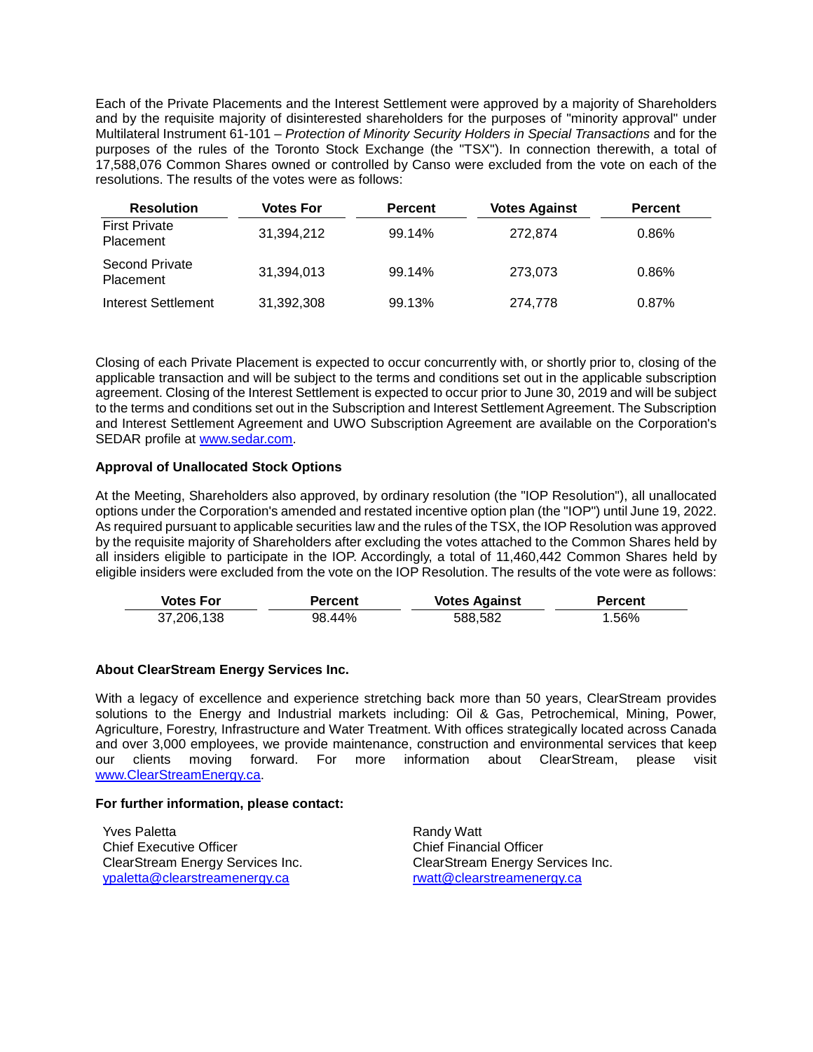Each of the Private Placements and the Interest Settlement were approved by a majority of Shareholders and by the requisite majority of disinterested shareholders for the purposes of "minority approval" under Multilateral Instrument 61-101 – *Protection of Minority Security Holders in Special Transactions* and for the purposes of the rules of the Toronto Stock Exchange (the "TSX"). In connection therewith, a total of 17,588,076 Common Shares owned or controlled by Canso were excluded from the vote on each of the resolutions. The results of the votes were as follows:

| Resolution | Votes For | Percent | Votes Against | Percent |
|---|---|---|---|---|
| First Private Placement | 31,394,212 | 99.14% | 272,874 | 0.86% |
| Second Private Placement | 31,394,013 | 99.14% | 273,073 | 0.86% |
| Interest Settlement | 31,392,308 | 99.13% | 274,778 | 0.87% |

Closing of each Private Placement is expected to occur concurrently with, or shortly prior to, closing of the applicable transaction and will be subject to the terms and conditions set out in the applicable subscription agreement. Closing of the Interest Settlement is expected to occur prior to June 30, 2019 and will be subject to the terms and conditions set out in the Subscription and Interest Settlement Agreement. The Subscription and Interest Settlement Agreement and UWO Subscription Agreement are available on the Corporation's SEDAR profile at www.sedar.com.

**Approval of Unallocated Stock Options**

At the Meeting, Shareholders also approved, by ordinary resolution (the "IOP Resolution"), all unallocated options under the Corporation's amended and restated incentive option plan (the "IOP") until June 19, 2022. As required pursuant to applicable securities law and the rules of the TSX, the IOP Resolution was approved by the requisite majority of Shareholders after excluding the votes attached to the Common Shares held by all insiders eligible to participate in the IOP. Accordingly, a total of 11,460,442 Common Shares held by eligible insiders were excluded from the vote on the IOP Resolution. The results of the vote were as follows:

| Votes For | Percent | Votes Against | Percent |
|---|---|---|---|
| 37,206,138 | 98.44% | 588,582 | 1.56% |

**About ClearStream Energy Services Inc.**

With a legacy of excellence and experience stretching back more than 50 years, ClearStream provides solutions to the Energy and Industrial markets including: Oil & Gas, Petrochemical, Mining, Power, Agriculture, Forestry, Infrastructure and Water Treatment. With offices strategically located across Canada and over 3,000 employees, we provide maintenance, construction and environmental services that keep our clients moving forward. For more information about ClearStream, please visit www.ClearStreamEnergy.ca.

**For further information, please contact:**

Yves Paletta
Chief Executive Officer
ClearStream Energy Services Inc.
ypaletta@clearstreamenergy.ca

Randy Watt
Chief Financial Officer
ClearStream Energy Services Inc.
rwatt@clearstreamenergy.ca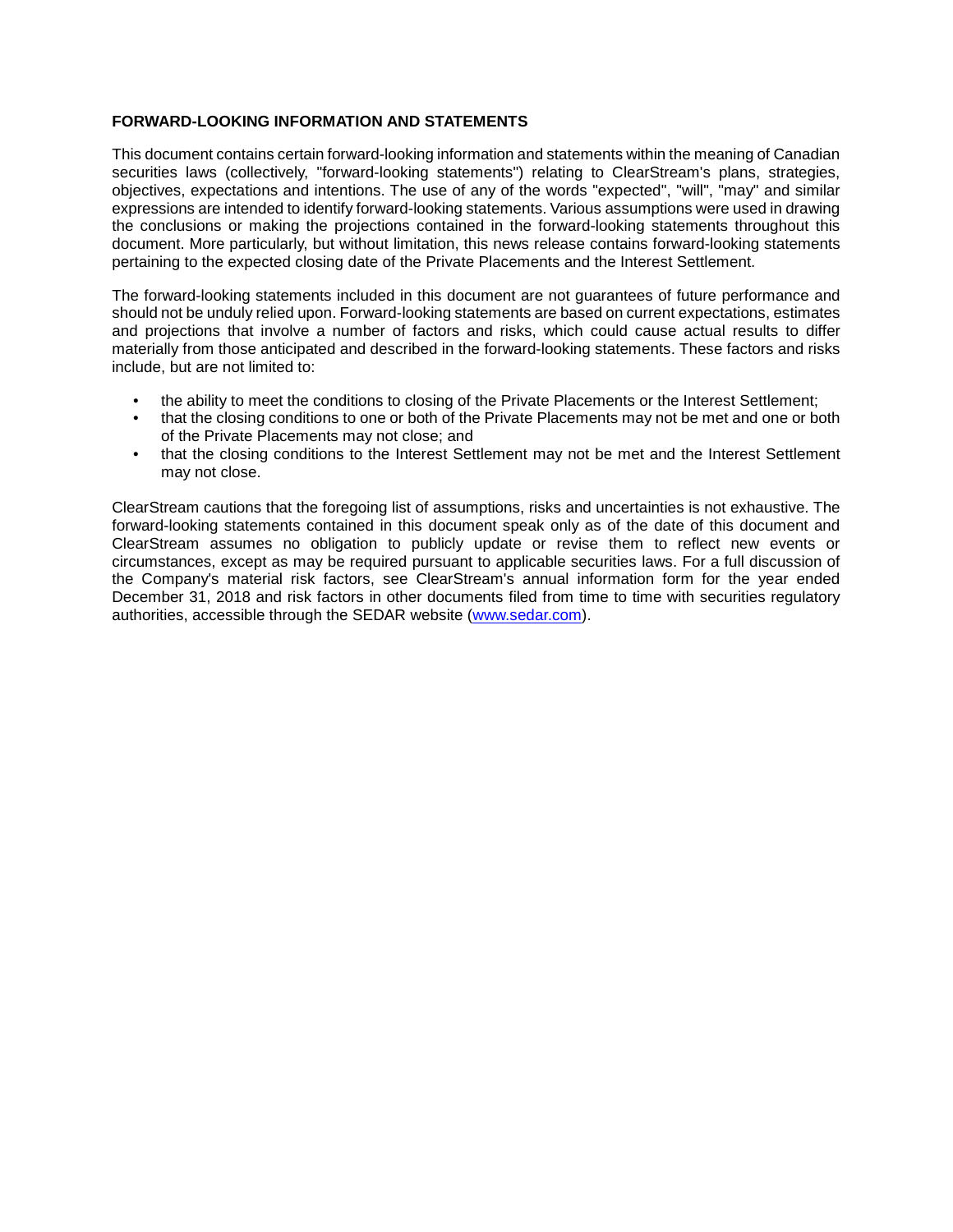**FORWARD-LOOKING INFORMATION AND STATEMENTS**

This document contains certain forward-looking information and statements within the meaning of Canadian securities laws (collectively, "forward-looking statements") relating to ClearStream's plans, strategies, objectives, expectations and intentions. The use of any of the words "expected", "will", "may" and similar expressions are intended to identify forward-looking statements. Various assumptions were used in drawing the conclusions or making the projections contained in the forward-looking statements throughout this document. More particularly, but without limitation, this news release contains forward-looking statements pertaining to the expected closing date of the Private Placements and the Interest Settlement.

The forward-looking statements included in this document are not guarantees of future performance and should not be unduly relied upon. Forward-looking statements are based on current expectations, estimates and projections that involve a number of factors and risks, which could cause actual results to differ materially from those anticipated and described in the forward-looking statements. These factors and risks include, but are not limited to:

- the ability to meet the conditions to closing of the Private Placements or the Interest Settlement;
- that the closing conditions to one or both of the Private Placements may not be met and one or both of the Private Placements may not close; and
- that the closing conditions to the Interest Settlement may not be met and the Interest Settlement may not close.

ClearStream cautions that the foregoing list of assumptions, risks and uncertainties is not exhaustive. The forward-looking statements contained in this document speak only as of the date of this document and ClearStream assumes no obligation to publicly update or revise them to reflect new events or circumstances, except as may be required pursuant to applicable securities laws. For a full discussion of the Company's material risk factors, see ClearStream's annual information form for the year ended December 31, 2018 and risk factors in other documents filed from time to time with securities regulatory authorities, accessible through the SEDAR website (www.sedar.com).